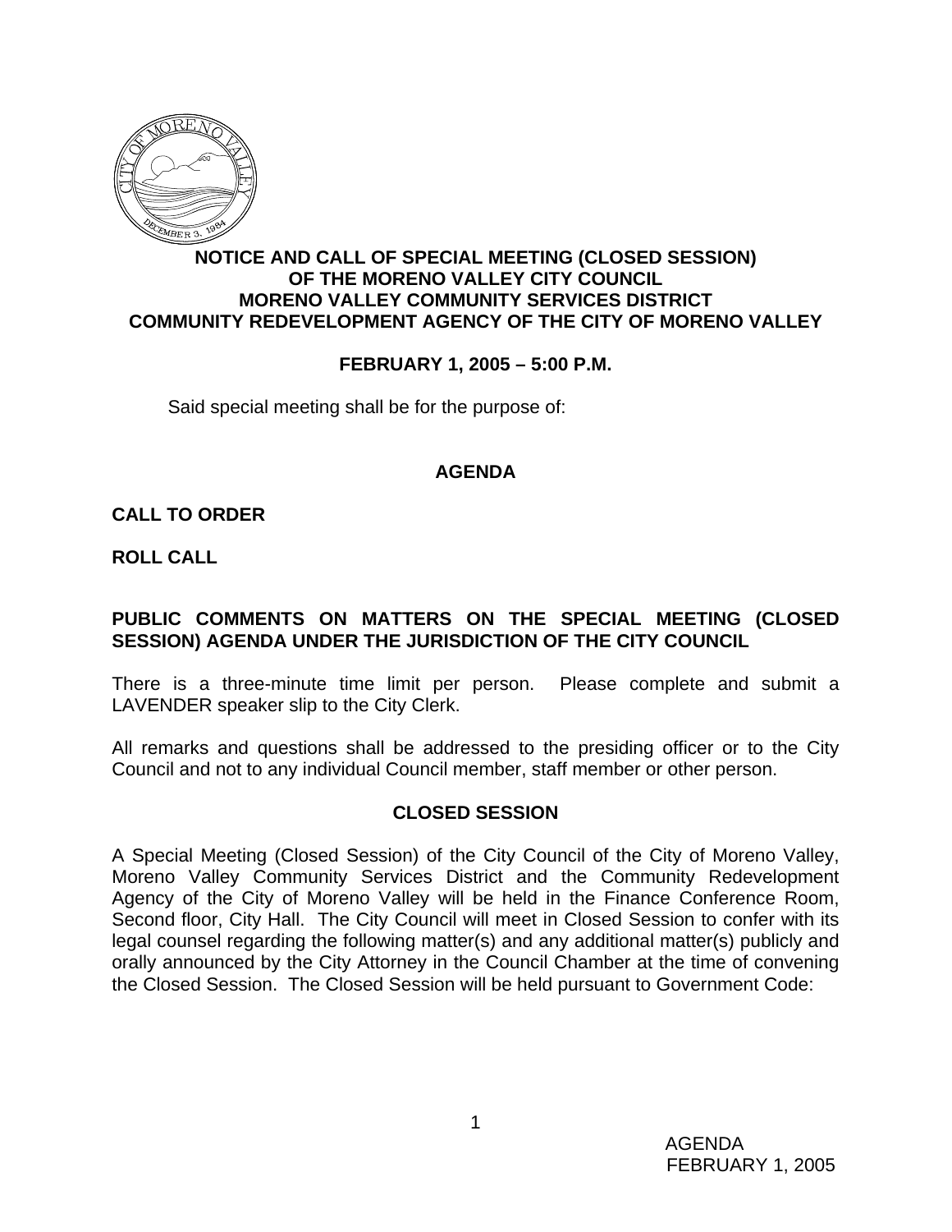# NOTICE AND CALL OF SPECIAL MEETING (CLOSED SESSION) OF THE MORENO VALLEY CITY COUNCIL MORENO VALLEY COMMUNITY SERVICES DISTRICT COMMUNITY REDEVELOPMENT AGENCY OF THE CITY OF MORENO VALLEY

**FEBRUARY 1, 2005 – 5:00 P.M.**

Said special meeting shall be for the purpose of:

## AGENDA

**CALL TO ORDER**

**ROLL CALL**

**PUBLIC COMMENTS ON MATTERS ON THE SPECIAL MEETING (CLOSED SESSION) AGENDA UNDER THE JURISDICTION OF THE CITY COUNCIL**

There is a three-minute time limit per person. Please complete and submit a LAVENDER speaker slip to the City Clerk.

All remarks and questions shall be addressed to the presiding officer or to the City Council and not to any individual Council member, staff member or other person.

## CLOSED SESSION

A Special Meeting (Closed Session) of the City Council of the City of Moreno Valley, Moreno Valley Community Services District and the Community Redevelopment Agency of the City of Moreno Valley will be held in the Finance Conference Room, Second floor, City Hall. The City Council will meet in Closed Session to confer with its legal counsel regarding the following matter(s) and any additional matter(s) publicly and orally announced by the City Attorney in the Council Chamber at the time of convening the Closed Session. The Closed Session will be held pursuant to Government Code: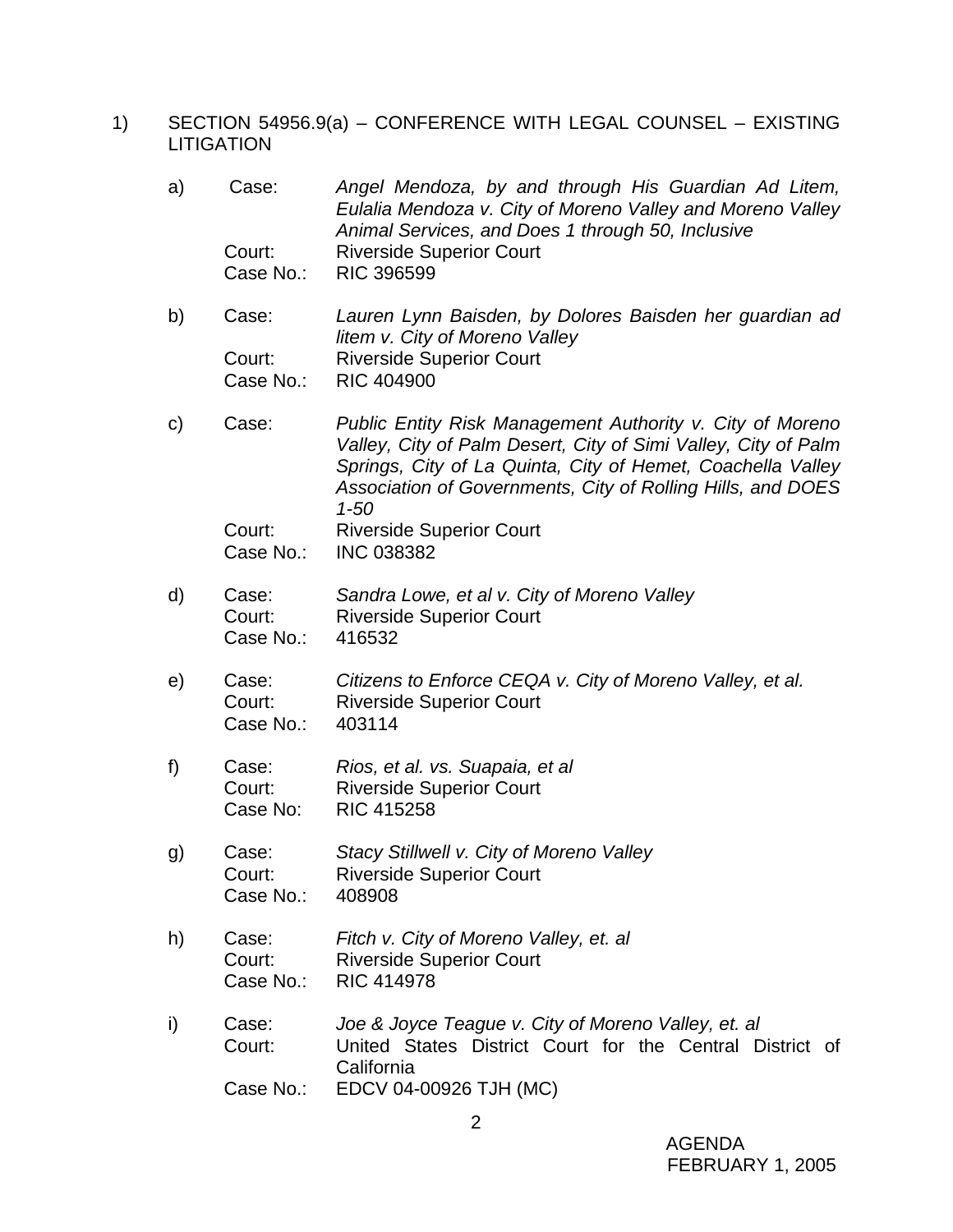1) SECTION 54956.9(a) – CONFERENCE WITH LEGAL COUNSEL – EXISTING LITIGATION

a) Case: *Angel Mendoza, by and through His Guardian Ad Litem, Eulalia Mendoza v. City of Moreno Valley and Moreno Valley Animal Services, and Does 1 through 50, Inclusive*
Court: Riverside Superior Court
Case No.: RIC 396599

b) Case: *Lauren Lynn Baisden, by Dolores Baisden her guardian ad litem v. City of Moreno Valley*
Court: Riverside Superior Court
Case No.: RIC 404900

c) Case: *Public Entity Risk Management Authority v. City of Moreno Valley, City of Palm Desert, City of Simi Valley, City of Palm Springs, City of La Quinta, City of Hemet, Coachella Valley Association of Governments, City of Rolling Hills, and DOES 1-50*
Court: Riverside Superior Court
Case No.: INC 038382

d) Case: *Sandra Lowe, et al v. City of Moreno Valley*
Court: Riverside Superior Court
Case No.: 416532

e) Case: *Citizens to Enforce CEQA v. City of Moreno Valley, et al.*
Court: Riverside Superior Court
Case No.: 403114

f) Case: *Rios, et al. vs. Suapaia, et al*
Court: Riverside Superior Court
Case No: RIC 415258

g) Case: *Stacy Stillwell v. City of Moreno Valley*
Court: Riverside Superior Court
Case No.: 408908

h) Case: *Fitch v. City of Moreno Valley, et. al*
Court: Riverside Superior Court
Case No.: RIC 414978

i) Case: *Joe & Joyce Teague v. City of Moreno Valley, et. al*
Court: United States District Court for the Central District of California
Case No.: EDCV 04-00926 TJH (MC)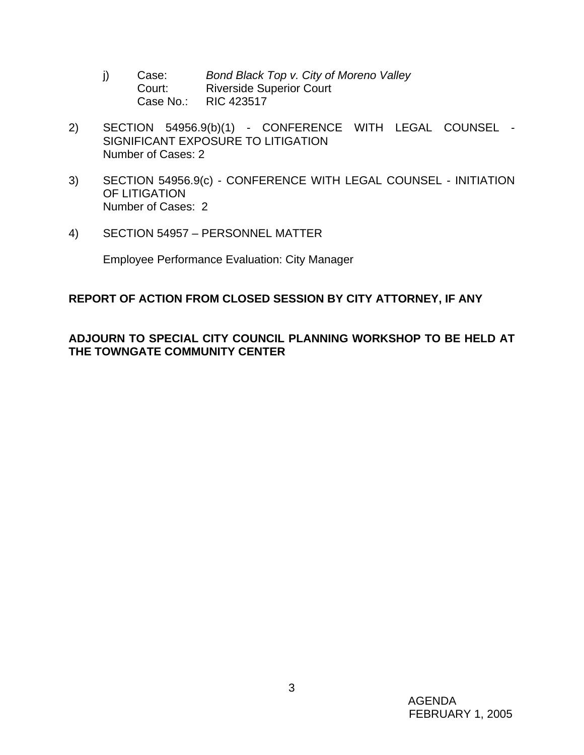j) Case: *Bond Black Top v. City of Moreno Valley*
   Court: Riverside Superior Court
   Case No.: RIC 423517

2) SECTION 54956.9(b)(1) - CONFERENCE WITH LEGAL COUNSEL - SIGNIFICANT EXPOSURE TO LITIGATION
   Number of Cases: 2

3) SECTION 54956.9(c) - CONFERENCE WITH LEGAL COUNSEL - INITIATION OF LITIGATION
   Number of Cases: 2

4) SECTION 54957 – PERSONNEL MATTER

   Employee Performance Evaluation: City Manager

**REPORT OF ACTION FROM CLOSED SESSION BY CITY ATTORNEY, IF ANY**

**ADJOURN TO SPECIAL CITY COUNCIL PLANNING WORKSHOP TO BE HELD AT THE TOWNGATE COMMUNITY CENTER**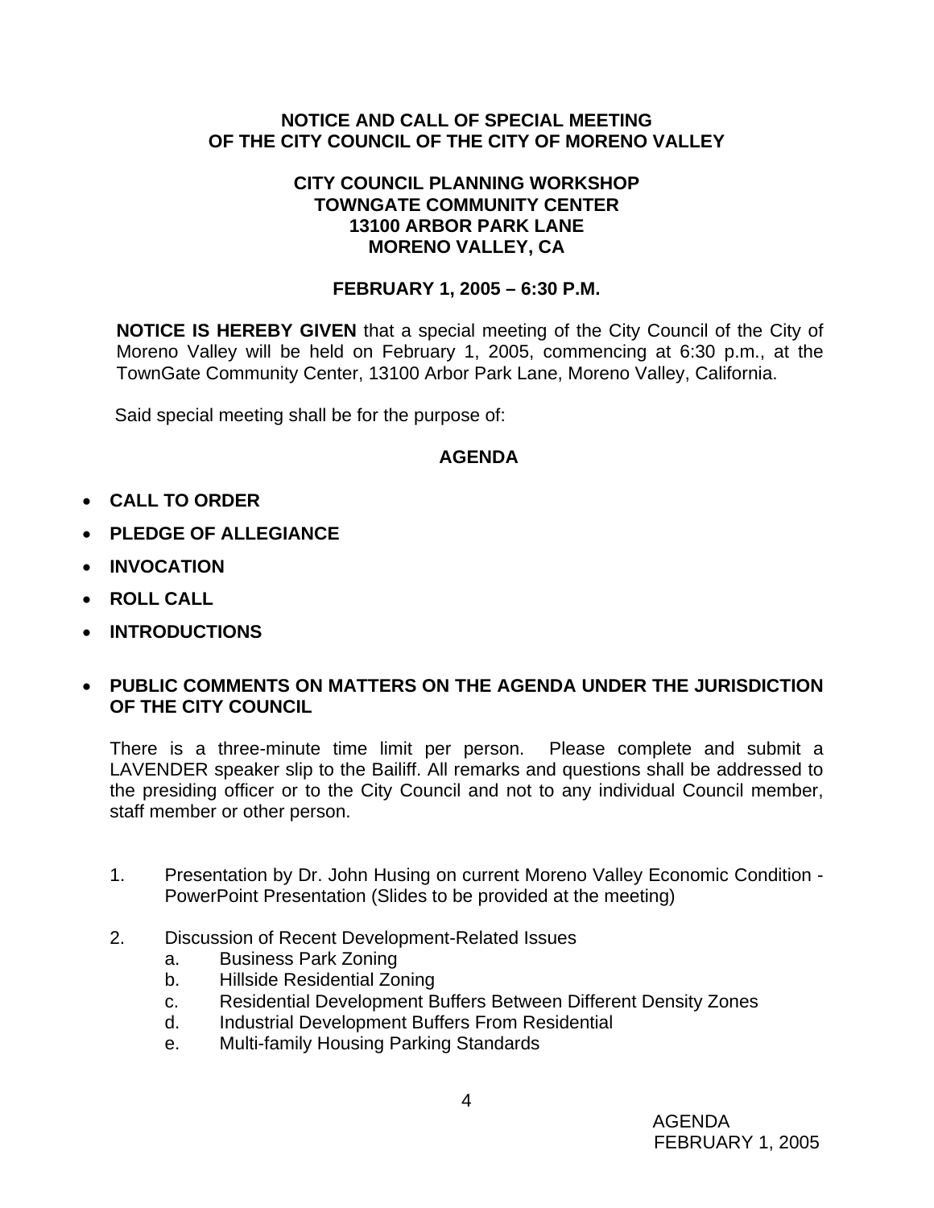**NOTICE AND CALL OF SPECIAL MEETING**
**OF THE CITY COUNCIL OF THE CITY OF MORENO VALLEY**

**CITY COUNCIL PLANNING WORKSHOP**
**TOWNGATE COMMUNITY CENTER**
**13100 ARBOR PARK LANE**
**MORENO VALLEY, CA**

**FEBRUARY 1, 2005 – 6:30 P.M.**

**NOTICE IS HEREBY GIVEN** that a special meeting of the City Council of the City of Moreno Valley will be held on February 1, 2005, commencing at 6:30 p.m., at the TownGate Community Center, 13100 Arbor Park Lane, Moreno Valley, California.

Said special meeting shall be for the purpose of:

**AGENDA**

- **CALL TO ORDER**
- **PLEDGE OF ALLEGIANCE**
- **INVOCATION**
- **ROLL CALL**
- **INTRODUCTIONS**
- **PUBLIC COMMENTS ON MATTERS ON THE AGENDA UNDER THE JURISDICTION OF THE CITY COUNCIL**

There is a three-minute time limit per person. Please complete and submit a LAVENDER speaker slip to the Bailiff. All remarks and questions shall be addressed to the presiding officer or to the City Council and not to any individual Council member, staff member or other person.

1. Presentation by Dr. John Husing on current Moreno Valley Economic Condition - PowerPoint Presentation (Slides to be provided at the meeting)

2. Discussion of Recent Development-Related Issues
   a. Business Park Zoning
   b. Hillside Residential Zoning
   c. Residential Development Buffers Between Different Density Zones
   d. Industrial Development Buffers From Residential
   e. Multi-family Housing Parking Standards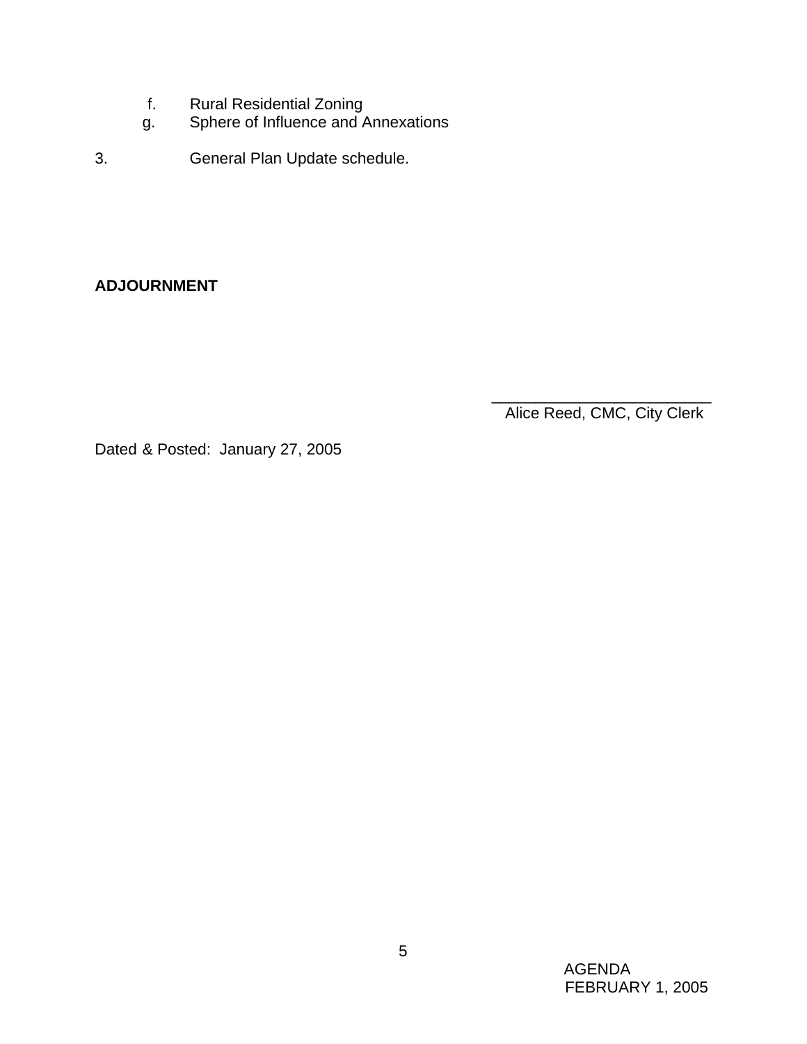f. Rural Residential Zoning
g. Sphere of Influence and Annexations

3. General Plan Update schedule.

**ADJOURNMENT**

\_\_\_\_\_\_\_\_\_\_\_\_\_\_\_\_\_\_\_\_\_\_\_\_\_\_

Alice Reed, CMC, City Clerk

Dated & Posted: January 27, 2005